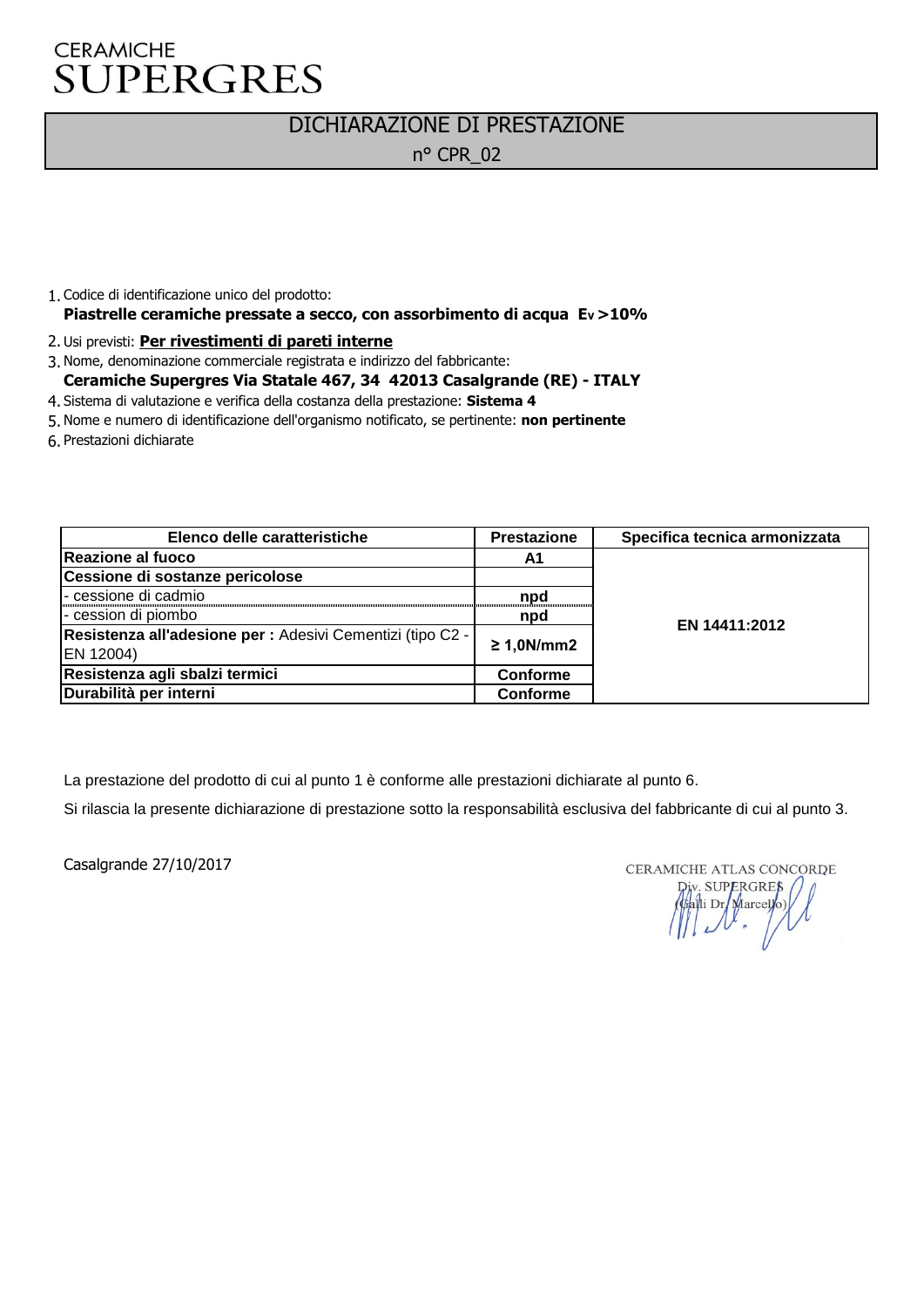CERAMICHE
SUPERGRES

# DICHIARAZIONE DI PRESTAZIONE

n° CPR_02

1. Codice di identificazione unico del prodotto:
   **Piastrelle ceramiche pressate a secco, con assorbimento di acqua $E_v$ >10%**
2. Usi previsti: **Per rivestimenti di pareti interne**
3. Nome, denominazione commerciale registrata e indirizzo del fabbricante:
   **Ceramiche Supergres Via Statale 467, 34 42013 Casalgrande (RE) - ITALY**
4. Sistema di valutazione e verifica della costanza della prestazione: **Sistema 4**
5. Nome e numero di identificazione dell'organismo notificato, se pertinente: **non pertinente**
6. Prestazioni dichiarate

| Elenco delle caratteristiche | Prestazione | Specifica tecnica armonizzata |
|---|---|---|
| **Reazione al fuoco** | **A1** | **EN 14411:2012** |
| **Cessione di sostanze pericolose** | | |
| - cessione di cadmio | **npd** | |
| - cession di piombo | **npd** | |
| **Resistenza all'adesione per :** Adesivi Cementizi (tipo C2 - EN 12004) | **≥ 1,0N/mm2** | |
| **Resistenza agli sbalzi termici** | **Conforme** | |
| **Durabilità per interni** | **Conforme** | |

La prestazione del prodotto di cui al punto 1 è conforme alle prestazioni dichiarate al punto 6.

Si rilascia la presente dichiarazione di prestazione sotto la responsabilità esclusiva del fabbricante di cui al punto 3.

Casalgrande 27/10/2017

CERAMICHE ATLAS CONCORDE
Div. SUPERGRES
(Galli Dr. Marcello)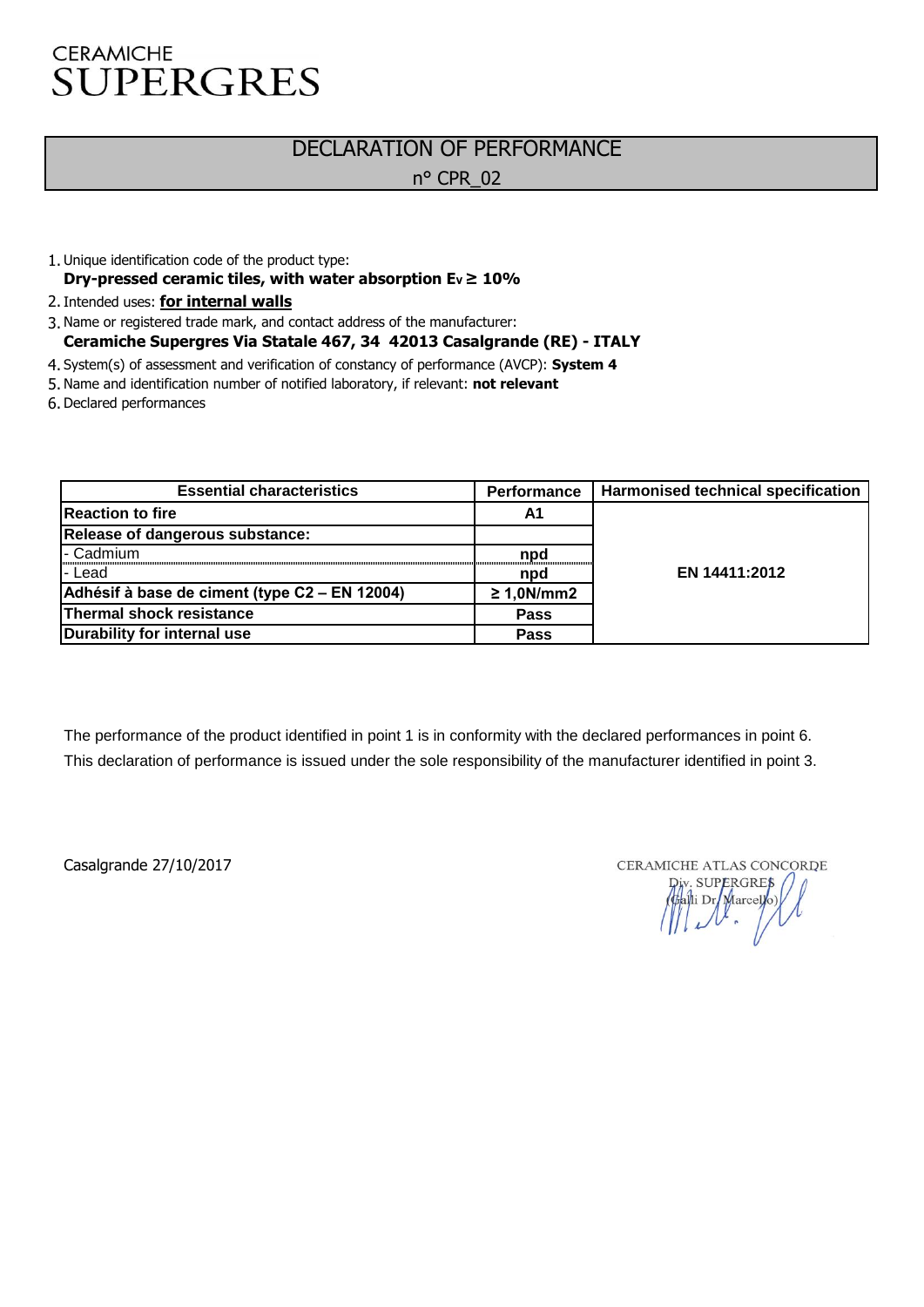CERAMICHE
SUPERGRES

# DECLARATION OF PERFORMANCE

n° CPR_02

1. Unique identification code of the product type:
   **Dry-pressed ceramic tiles, with water absorption $E_v \geq 10\%$**
2. Intended uses: **for internal walls**
3. Name or registered trade mark, and contact address of the manufacturer:
   **Ceramiche Supergres Via Statale 467, 34 42013 Casalgrande (RE) - ITALY**
4. System(s) of assessment and verification of constancy of performance (AVCP): **System 4**
5. Name and identification number of notified laboratory, if relevant: **not relevant**
6. Declared performances

| Essential characteristics | Performance | Harmonised technical specification |
|---|---|---|
| **Reaction to fire** | **A1** | **EN 14411:2012** |
| **Release of dangerous substance:** | | |
| - Cadmium | **npd** | |
| - Lead | **npd** | |
| **Adhésif à base de ciment (type C2 – EN 12004)** | **≥ 1,0N/mm2** | |
| **Thermal shock resistance** | **Pass** | |
| **Durability for internal use** | **Pass** | |

The performance of the product identified in point 1 is in conformity with the declared performances in point 6.
This declaration of performance is issued under the sole responsibility of the manufacturer identified in point 3.

Casalgrande 27/10/2017

CERAMICHE ATLAS CONCORDE
Div. SUPERGRES
(Galli Dr. Marcello)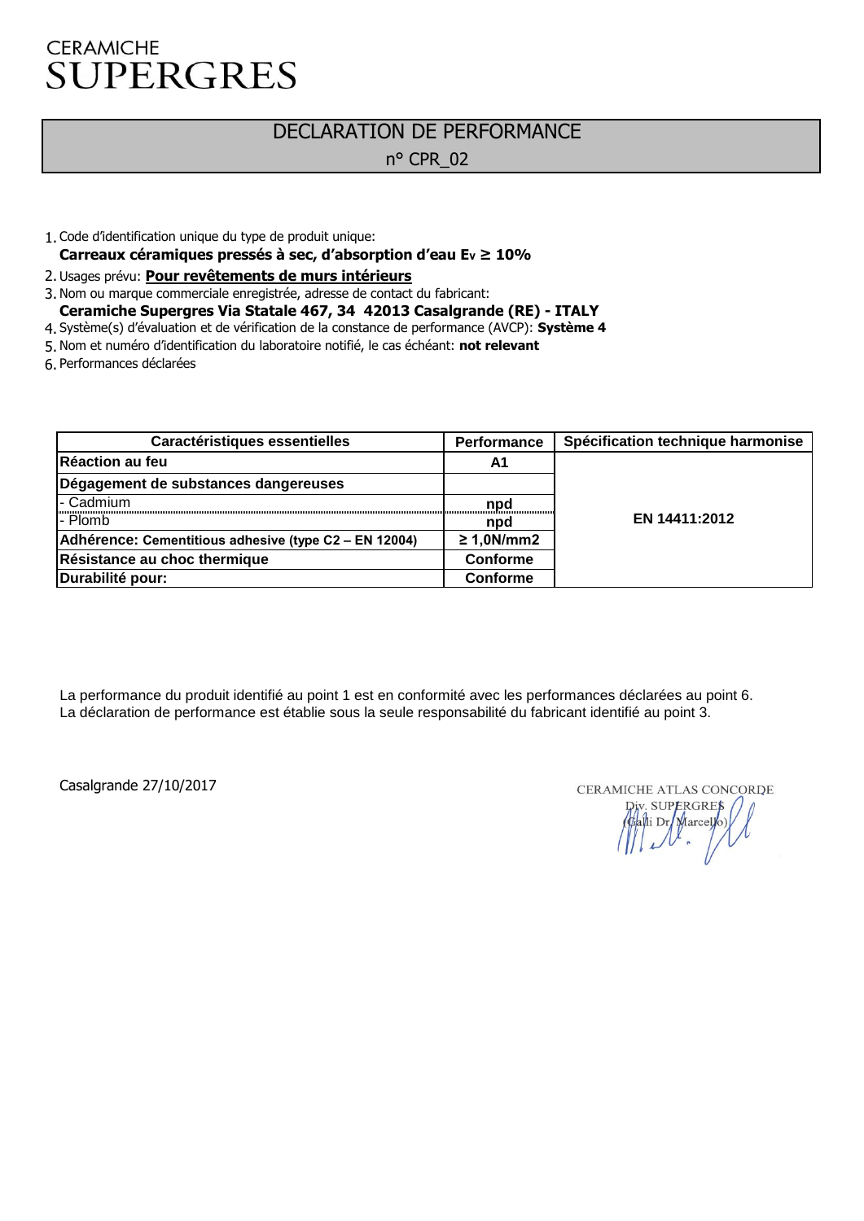CERAMICHE
SUPERGRES

# DECLARATION DE PERFORMANCE

n° CPR_02

1. Code d'identification unique du type de produit unique:
   **Carreaux céramiques pressés à sec, d'absorption d'eau $E_V$ ≥ 10%**
2. Usages prévu: **Pour revêtements de murs intérieurs**
3. Nom ou marque commerciale enregistrée, adresse de contact du fabricant:
   **Ceramiche Supergres Via Statale 467, 34 42013 Casalgrande (RE) - ITALY**
4. Système(s) d'évaluation et de vérification de la constance de performance (AVCP): **Système 4**
5. Nom et numéro d'identification du laboratoire notifié, le cas échéant: **not relevant**
6. Performances déclarées

| Caractéristiques essentielles | Performance | Spécification technique harmonise |
|---|---|---|
| **Réaction au feu** | **A1** | **EN 14411:2012** |
| **Dégagement de substances dangereuses** | | |
| - Cadmium | **npd** | |
| - Plomb | **npd** | |
| **Adhérence: Cementitious adhesive (type C2 – EN 12004)** | **≥ 1,0N/mm2** | |
| **Résistance au choc thermique** | **Conforme** | |
| **Durabilité pour:** | **Conforme** | |

La performance du produit identifié au point 1 est en conformité avec les performances déclarées au point 6.
La déclaration de performance est établie sous la seule responsabilité du fabricant identifié au point 3.

Casalgrande 27/10/2017

CERAMICHE ATLAS CONCORDE
Div. SUPERGRES
(Galli Dr. Marcello)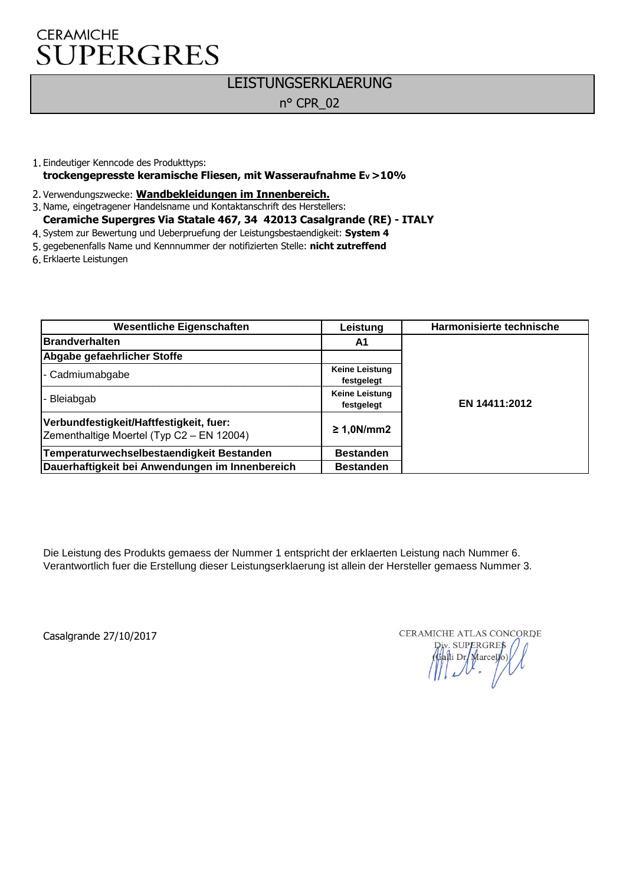CERAMICHE
SUPERGRES

# LEISTUNGSERKLAERUNG

n° CPR_02

1. Eindeutiger Kenncode des Produkttyps:
   **trockengepresste keramische Fliesen, mit Wasseraufnahme $E_V$ >10%**
2. Verwendungszwecke: **Wandbekleidungen im Innenbereich.**
3. Name, eingetragener Handelsname und Kontaktanschrift des Herstellers:
   **Ceramiche Supergres Via Statale 467, 34 42013 Casalgrande (RE) - ITALY**
4. System zur Bewertung und Ueberpruefung der Leistungsbestaendigkeit: **System 4**
5. gegebenenfalls Name und Kennnummer der notifizierten Stelle: **nicht zutreffend**
6. Erklaerte Leistungen

| Wesentliche Eigenschaften | Leistung | Harmonisierte technische |
|---|---|---|
| **Brandverhalten** | **A1** | **EN 14411:2012** |
| **Abgabe gefaehrlicher Stoffe** | | |
| - Cadmiumabgabe | **Keine Leistung festgelegt** | |
| - Bleiabgab | **Keine Leistung festgelegt** | |
| **Verbundfestigkeit/Haftfestigkeit, fuer:** Zementhaltige Moertel (Typ C2 – EN 12004) | **≥ 1,0N/mm2** | |
| **Temperaturwechselbestaendigkeit Bestanden** | **Bestanden** | |
| **Dauerhaftigkeit bei Anwendungen im Innenbereich** | **Bestanden** | |

Die Leistung des Produkts gemaess der Nummer 1 entspricht der erklaerten Leistung nach Nummer 6.
Verantwortlich fuer die Erstellung dieser Leistungserklaerung ist allein der Hersteller gemaess Nummer 3.

Casalgrande 27/10/2017

CERAMICHE ATLAS CONCORDE
Div. SUPERGRES
(Galli Dr. Marcello)